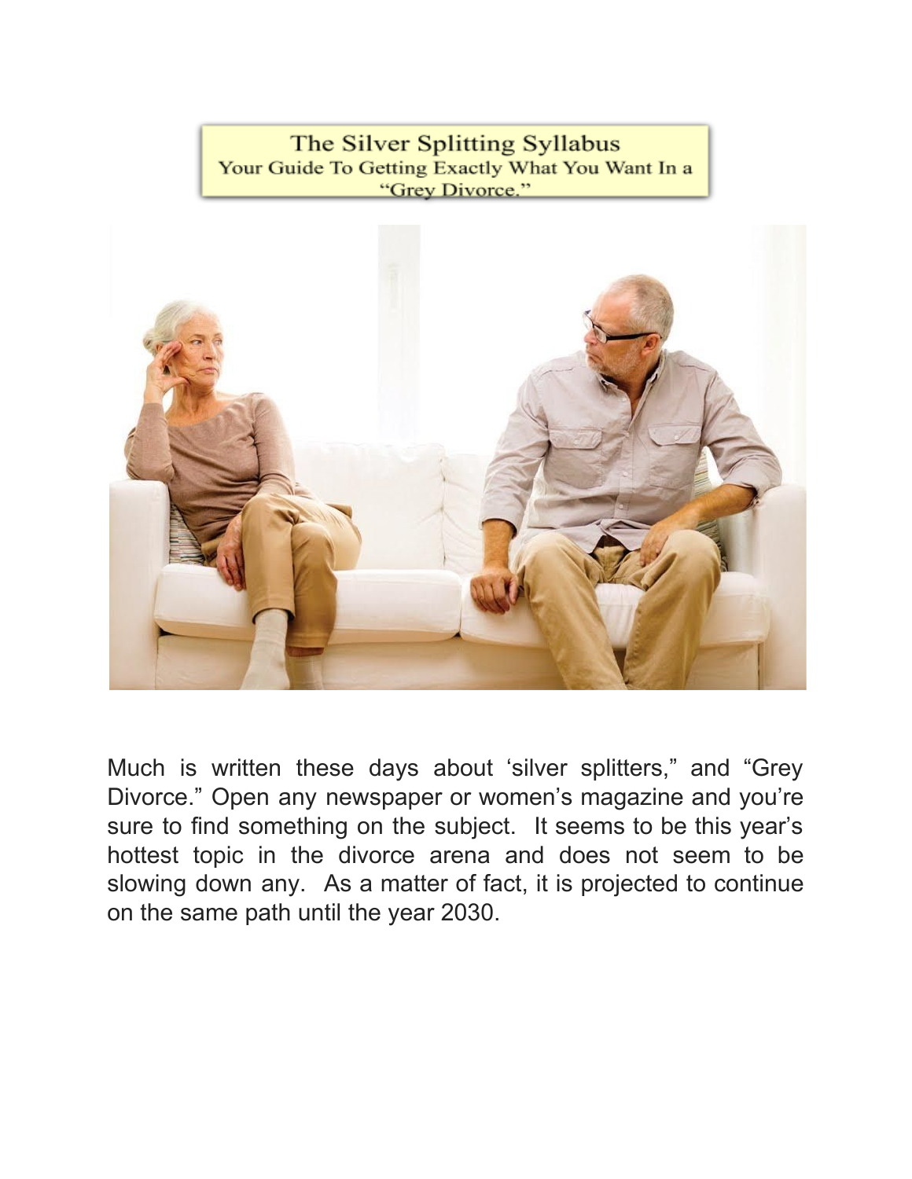# The Silver Splitting Syllabus

## Your Guide To Getting Exactly What You Want In a "Grey Divorce."

Much is written these days about 'silver splitters," and "Grey Divorce." Open any newspaper or women's magazine and you're sure to find something on the subject. It seems to be this year's hottest topic in the divorce arena and does not seem to be slowing down any. As a matter of fact, it is projected to continue on the same path until the year 2030.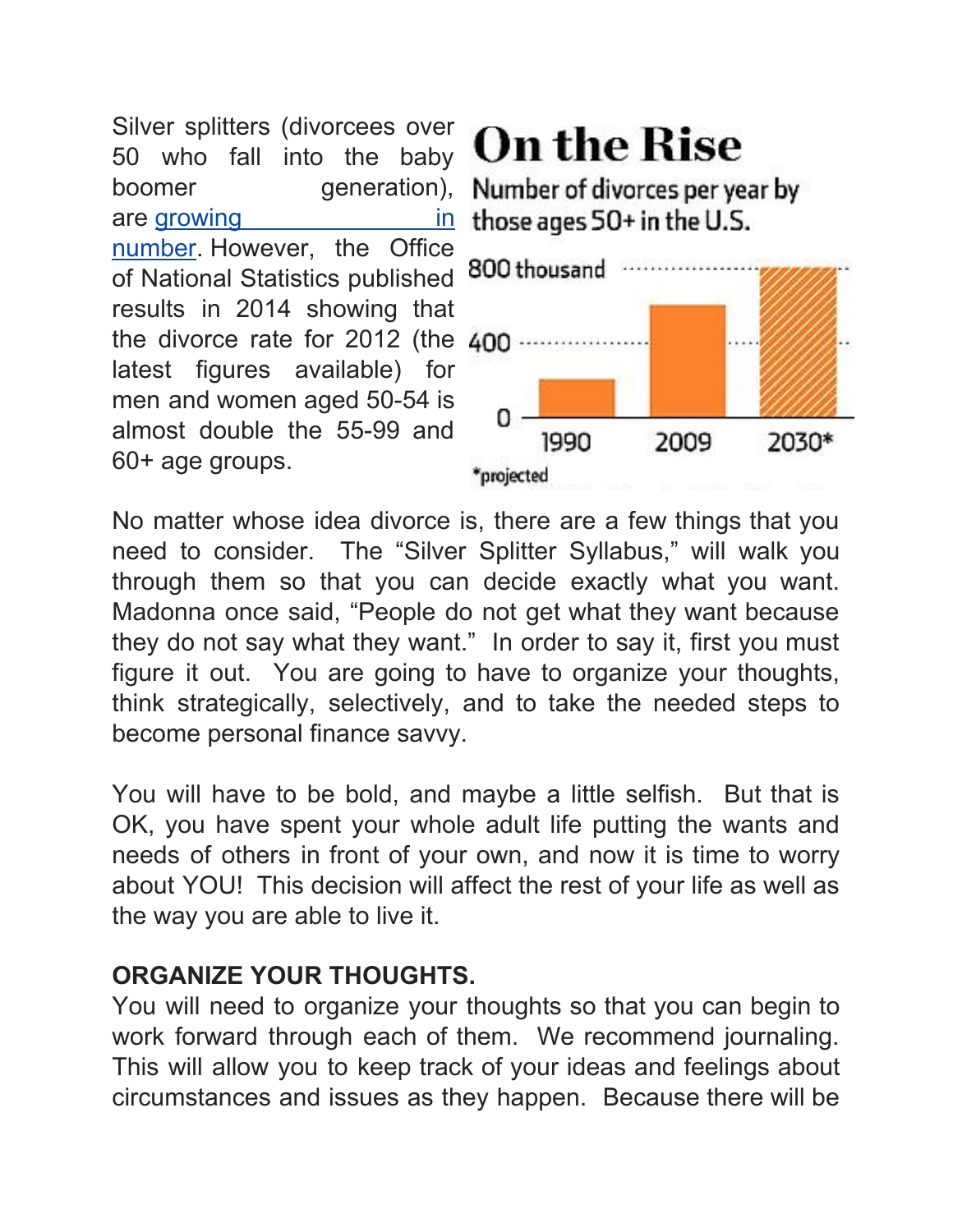Silver splitters (divorcees over 50 who fall into the baby boomer generation), are growing in number. However, the Office of National Statistics published results in 2014 showing that the divorce rate for 2012 (the latest figures available) for men and women aged 50-54 is almost double the 55-99 and 60+ age groups.

**On the Rise**

Number of divorces per year by those ages 50+ in the U.S.

800 thousand

400

0

1990 2009 2030*

*projected

No matter whose idea divorce is, there are a few things that you need to consider. The "Silver Splitter Syllabus," will walk you through them so that you can decide exactly what you want. Madonna once said, "People do not get what they want because they do not say what they want." In order to say it, first you must figure it out. You are going to have to organize your thoughts, think strategically, selectively, and to take the needed steps to become personal finance savvy.

You will have to be bold, and maybe a little selfish. But that is OK, you have spent your whole adult life putting the wants and needs of others in front of your own, and now it is time to worry about YOU! This decision will affect the rest of your life as well as the way you are able to live it.

**ORGANIZE YOUR THOUGHTS.**

You will need to organize your thoughts so that you can begin to work forward through each of them. We recommend journaling. This will allow you to keep track of your ideas and feelings about circumstances and issues as they happen. Because there will be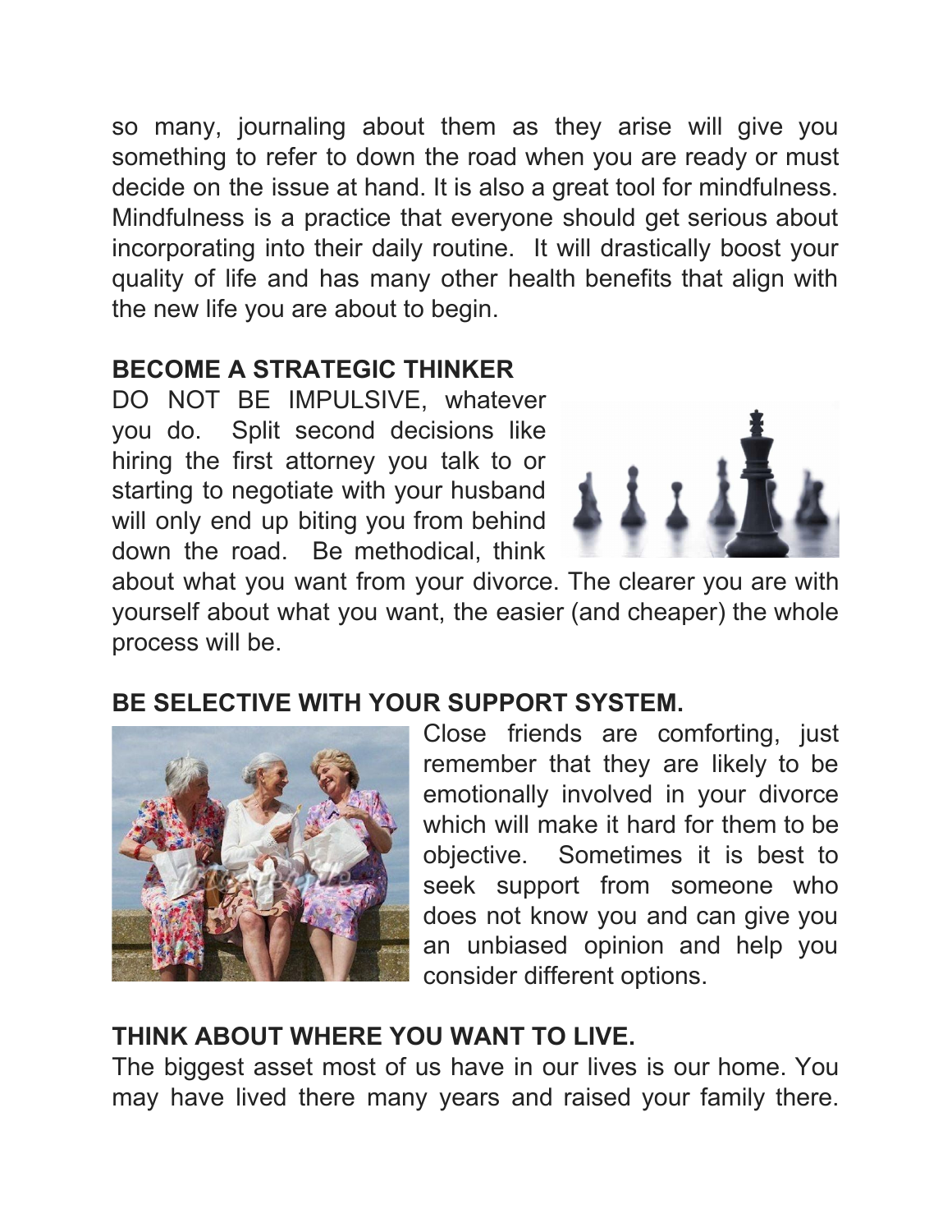so many, journaling about them as they arise will give you something to refer to down the road when you are ready or must decide on the issue at hand. It is also a great tool for mindfulness. Mindfulness is a practice that everyone should get serious about incorporating into their daily routine. It will drastically boost your quality of life and has many other health benefits that align with the new life you are about to begin.

**BECOME A STRATEGIC THINKER**

DO NOT BE IMPULSIVE, whatever you do. Split second decisions like hiring the first attorney you talk to or starting to negotiate with your husband will only end up biting you from behind down the road. Be methodical, think about what you want from your divorce. The clearer you are with yourself about what you want, the easier (and cheaper) the whole process will be.

**BE SELECTIVE WITH YOUR SUPPORT SYSTEM.**

Close friends are comforting, just remember that they are likely to be emotionally involved in your divorce which will make it hard for them to be objective. Sometimes it is best to seek support from someone who does not know you and can give you an unbiased opinion and help you consider different options.

**THINK ABOUT WHERE YOU WANT TO LIVE.**

The biggest asset most of us have in our lives is our home. You may have lived there many years and raised your family there.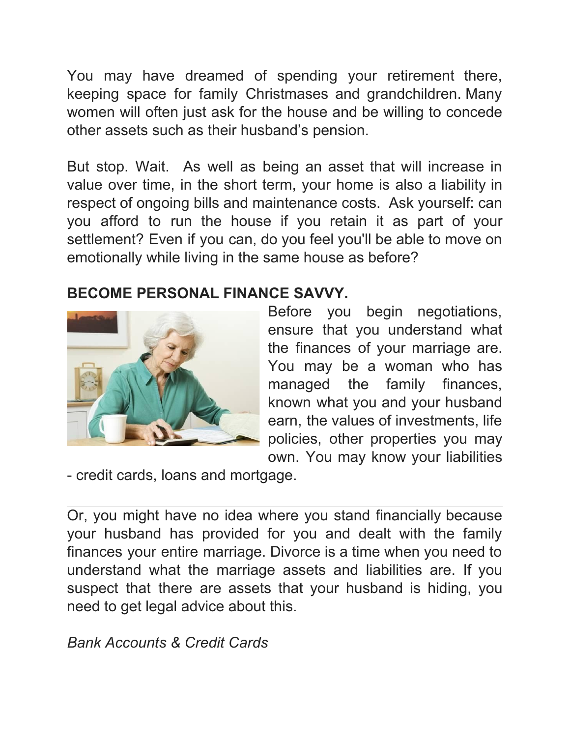You may have dreamed of spending your retirement there, keeping space for family Christmases and grandchildren. Many women will often just ask for the house and be willing to concede other assets such as their husband's pension.

But stop. Wait. As well as being an asset that will increase in value over time, in the short term, your home is also a liability in respect of ongoing bills and maintenance costs. Ask yourself: can you afford to run the house if you retain it as part of your settlement? Even if you can, do you feel you'll be able to move on emotionally while living in the same house as before?

**BECOME PERSONAL FINANCE SAVVY.**

Before you begin negotiations, ensure that you understand what the finances of your marriage are. You may be a woman who has managed the family finances, known what you and your husband earn, the values of investments, life policies, other properties you may own. You may know your liabilities - credit cards, loans and mortgage.

---

Or, you might have no idea where you stand financially because your husband has provided for you and dealt with the family finances your entire marriage. Divorce is a time when you need to understand what the marriage assets and liabilities are. If you suspect that there are assets that your husband is hiding, you need to get legal advice about this.

*Bank Accounts & Credit Cards*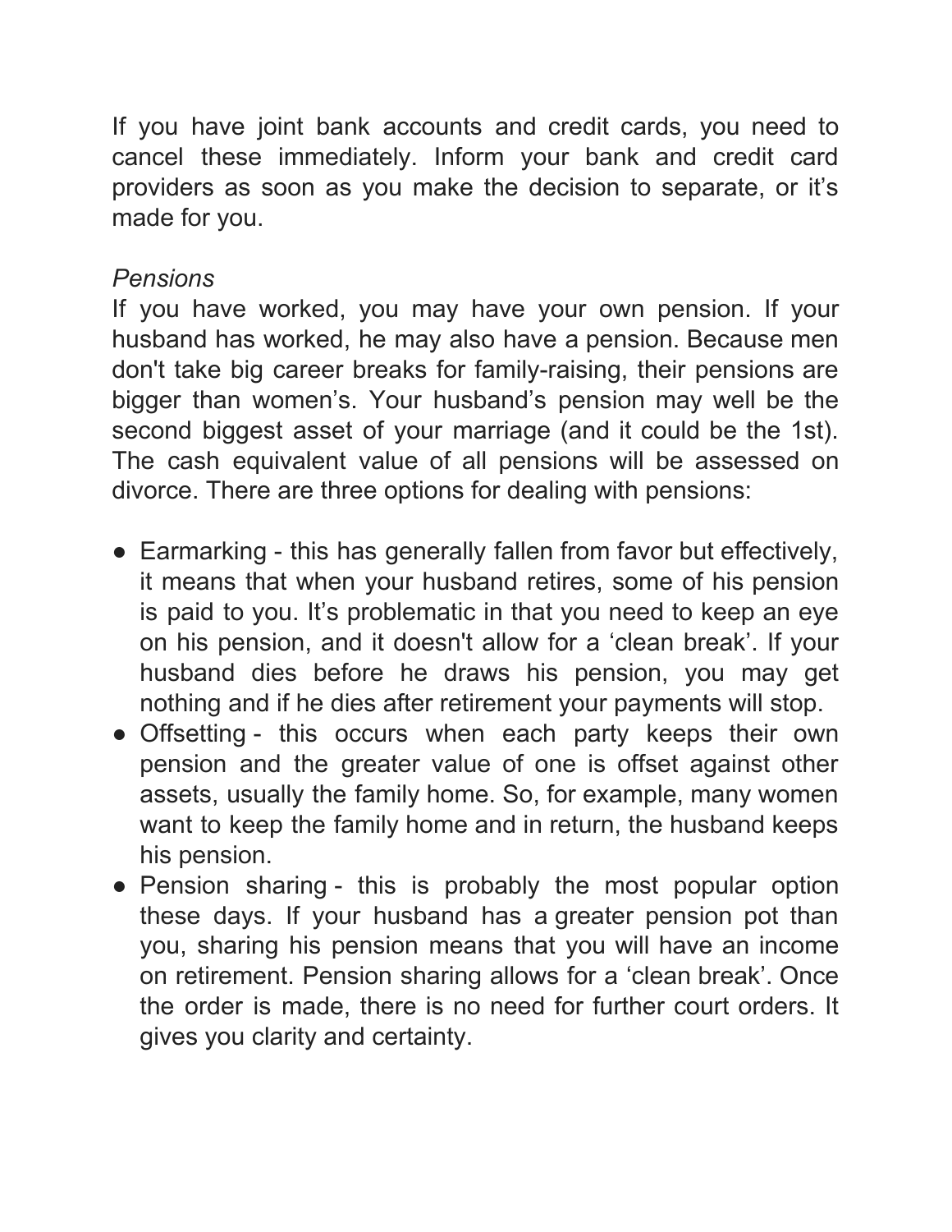If you have joint bank accounts and credit cards, you need to cancel these immediately. Inform your bank and credit card providers as soon as you make the decision to separate, or it's made for you.

*Pensions*

If you have worked, you may have your own pension. If your husband has worked, he may also have a pension. Because men don't take big career breaks for family-raising, their pensions are bigger than women's. Your husband's pension may well be the second biggest asset of your marriage (and it could be the 1st). The cash equivalent value of all pensions will be assessed on divorce. There are three options for dealing with pensions:

- Earmarking - this has generally fallen from favor but effectively, it means that when your husband retires, some of his pension is paid to you. It's problematic in that you need to keep an eye on his pension, and it doesn't allow for a 'clean break'. If your husband dies before he draws his pension, you may get nothing and if he dies after retirement your payments will stop.
- Offsetting - this occurs when each party keeps their own pension and the greater value of one is offset against other assets, usually the family home. So, for example, many women want to keep the family home and in return, the husband keeps his pension.
- Pension sharing - this is probably the most popular option these days. If your husband has a greater pension pot than you, sharing his pension means that you will have an income on retirement. Pension sharing allows for a 'clean break'. Once the order is made, there is no need for further court orders. It gives you clarity and certainty.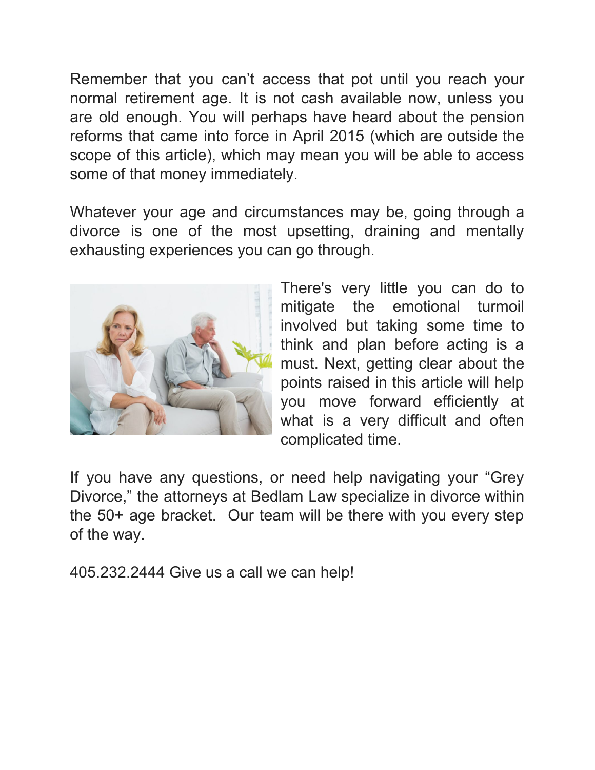Remember that you can't access that pot until you reach your normal retirement age. It is not cash available now, unless you are old enough. You will perhaps have heard about the pension reforms that came into force in April 2015 (which are outside the scope of this article), which may mean you will be able to access some of that money immediately.

Whatever your age and circumstances may be, going through a divorce is one of the most upsetting, draining and mentally exhausting experiences you can go through.

There's very little you can do to mitigate the emotional turmoil involved but taking some time to think and plan before acting is a must. Next, getting clear about the points raised in this article will help you move forward efficiently at what is a very difficult and often complicated time.

If you have any questions, or need help navigating your "Grey Divorce," the attorneys at Bedlam Law specialize in divorce within the 50+ age bracket. Our team will be there with you every step of the way.

405.232.2444 Give us a call we can help!